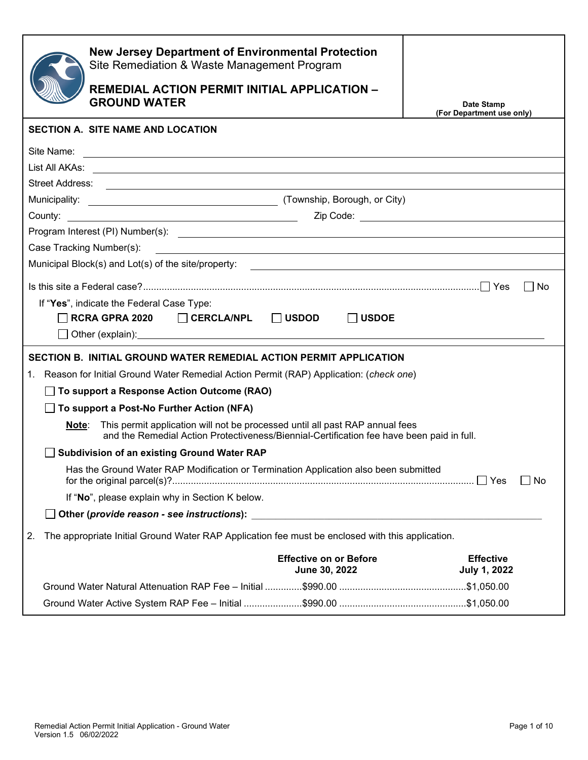**New Jersey Department of Environmental Protection**
Site Remediation & Waste Management Program

# REMEDIAL ACTION PERMIT INITIAL APPLICATION – GROUND WATER

**Date Stamp**
**(For Department use only)**

## SECTION A. SITE NAME AND LOCATION

Site Name: ______________________

List All AKAs: ______________________

Street Address: ______________________

Municipality: ______________________ (Township, Borough, or City)

County: ______________________ Zip Code: ______________________

Program Interest (PI) Number(s): ______________________

Case Tracking Number(s): ______________________

Municipal Block(s) and Lot(s) of the site/property: ______________________

Is this site a Federal case?....................................................................................................................... ☐ Yes ☐ No

If "**Yes**", indicate the Federal Case Type:

☐ **RCRA GPRA 2020** ☐ **CERCLA/NPL** ☐ **USDOD** ☐ **USDOE**

☐ Other (explain): ______________________

## SECTION B. INITIAL GROUND WATER REMEDIAL ACTION PERMIT APPLICATION

1. Reason for Initial Ground Water Remedial Action Permit (RAP) Application: (*check one*)

   ☐ **To support a Response Action Outcome (RAO)**

   ☐ **To support a Post-No Further Action (NFA)**

   **Note**: This permit application will not be processed until all past RAP annual fees and the Remedial Action Protectiveness/Biennial-Certification fee have been paid in full.

   ☐ **Subdivision of an existing Ground Water RAP**

   Has the Ground Water RAP Modification or Termination Application also been submitted for the original parcel(s)?................................................................................................................. ☐ Yes ☐ No

   If "**No**", please explain why in Section K below.

   ☐ **Other (*provide reason - see instructions*):** ______________________

2. The appropriate Initial Ground Water RAP Application fee must be enclosed with this application.

| | Effective on or Before June 30, 2022 | Effective July 1, 2022 |
|---|---|---|
| Ground Water Natural Attenuation RAP Fee – Initial | $990.00 | $1,050.00 |
| Ground Water Active System RAP Fee – Initial | $990.00 | $1,050.00 |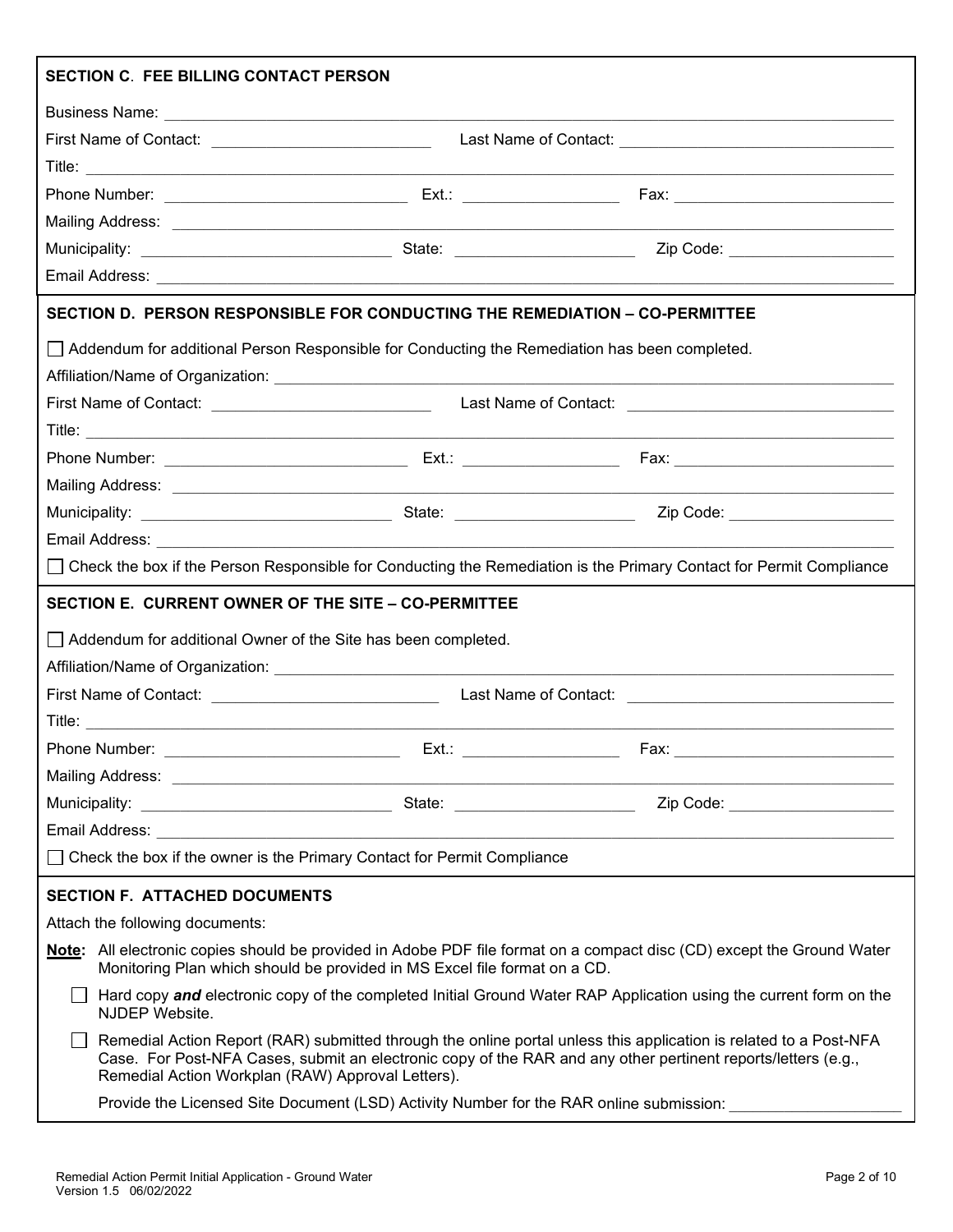## SECTION C. FEE BILLING CONTACT PERSON

Business Name: ____________________

First Name of Contact: ____________________ Last Name of Contact: ____________________

Title: ____________________

Phone Number: ____________________ Ext.: ____________ Fax: ____________________

Mailing Address: ____________________

Municipality: ____________________ State: ____________ Zip Code: ____________

Email Address: ____________________

## SECTION D. PERSON RESPONSIBLE FOR CONDUCTING THE REMEDIATION – CO-PERMITTEE

☐ Addendum for additional Person Responsible for Conducting the Remediation has been completed.

Affiliation/Name of Organization: ____________________

First Name of Contact: ____________________ Last Name of Contact: ____________________

Title: ____________________

Phone Number: ____________________ Ext.: ____________ Fax: ____________________

Mailing Address: ____________________

Municipality: ____________________ State: ____________ Zip Code: ____________

Email Address: ____________________

☐ Check the box if the Person Responsible for Conducting the Remediation is the Primary Contact for Permit Compliance

## SECTION E. CURRENT OWNER OF THE SITE – CO-PERMITTEE

☐ Addendum for additional Owner of the Site has been completed.

Affiliation/Name of Organization: ____________________

First Name of Contact: ____________________ Last Name of Contact: ____________________

Title: ____________________

Phone Number: ____________________ Ext.: ____________ Fax: ____________________

Mailing Address: ____________________

Municipality: ____________________ State: ____________ Zip Code: ____________

Email Address: ____________________

☐ Check the box if the owner is the Primary Contact for Permit Compliance

## SECTION F. ATTACHED DOCUMENTS

Attach the following documents:

**Note:** All electronic copies should be provided in Adobe PDF file format on a compact disc (CD) except the Ground Water Monitoring Plan which should be provided in MS Excel file format on a CD.

☐ Hard copy ***and*** electronic copy of the completed Initial Ground Water RAP Application using the current form on the NJDEP Website.

☐ Remedial Action Report (RAR) submitted through the online portal unless this application is related to a Post-NFA Case. For Post-NFA Cases, submit an electronic copy of the RAR and any other pertinent reports/letters (e.g., Remedial Action Workplan (RAW) Approval Letters).

Provide the Licensed Site Document (LSD) Activity Number for the RAR online submission: ____________________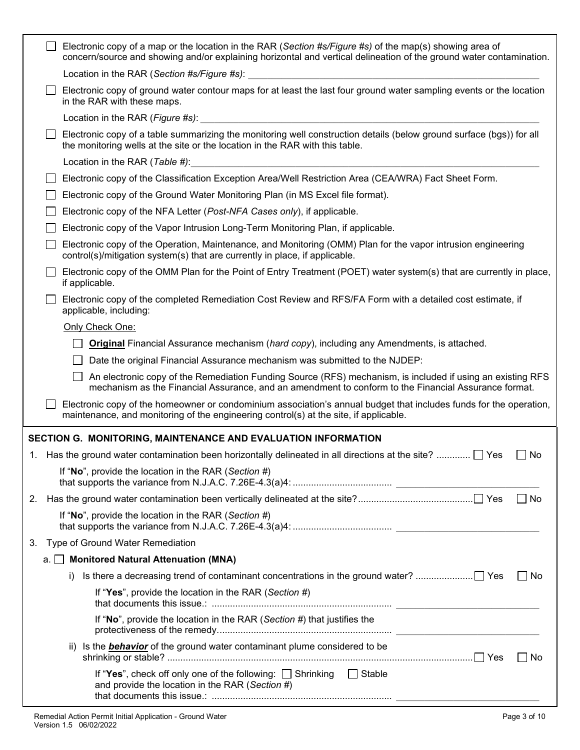- [ ] Electronic copy of a map or the location in the RAR (*Section #s/Figure #s)* of the map(s) showing area of concern/source and showing and/or explaining horizontal and vertical delineation of the ground water contamination.

  Location in the RAR (*Section #s/Figure #s)*: ______________________________

- [ ] Electronic copy of ground water contour maps for at least the last four ground water sampling events or the location in the RAR with these maps.

  Location in the RAR (*Figure #s)*: ______________________________

- [ ] Electronic copy of a table summarizing the monitoring well construction details (below ground surface (bgs)) for all the monitoring wells at the site or the location in the RAR with this table.

  Location in the RAR (*Table #)*: ______________________________

- [ ] Electronic copy of the Classification Exception Area/Well Restriction Area (CEA/WRA) Fact Sheet Form.
- [ ] Electronic copy of the Ground Water Monitoring Plan (in MS Excel file format).
- [ ] Electronic copy of the NFA Letter (*Post-NFA Cases only*), if applicable.
- [ ] Electronic copy of the Vapor Intrusion Long-Term Monitoring Plan, if applicable.
- [ ] Electronic copy of the Operation, Maintenance, and Monitoring (OMM) Plan for the vapor intrusion engineering control(s)/mitigation system(s) that are currently in place, if applicable.
- [ ] Electronic copy of the OMM Plan for the Point of Entry Treatment (POET) water system(s) that are currently in place, if applicable.
- [ ] Electronic copy of the completed Remediation Cost Review and RFS/FA Form with a detailed cost estimate, if applicable, including:

  Only Check One:

  - [ ] **Original** Financial Assurance mechanism (*hard copy*), including any Amendments, is attached.
  - [ ] Date the original Financial Assurance mechanism was submitted to the NJDEP:
  - [ ] An electronic copy of the Remediation Funding Source (RFS) mechanism, is included if using an existing RFS mechanism as the Financial Assurance, and an amendment to conform to the Financial Assurance format.

- [ ] Electronic copy of the homeowner or condominium association's annual budget that includes funds for the operation, maintenance, and monitoring of the engineering control(s) at the site, if applicable.

## SECTION G. MONITORING, MAINTENANCE AND EVALUATION INFORMATION

1. Has the ground water contamination been horizontally delineated in all directions at the site? ............. ☐ Yes ☐ No

   If "**No**", provide the location in the RAR (*Section #*) that supports the variance from N.J.A.C. 7.26E-4.3(a)4: ...................................... ______________________________

2. Has the ground water contamination been vertically delineated at the site?........................................... ☐ Yes ☐ No

   If "**No**", provide the location in the RAR (*Section #*) that supports the variance from N.J.A.C. 7.26E-4.3(a)4: ...................................... ______________________________

3. Type of Ground Water Remediation

   a. ☐ **Monitored Natural Attenuation (MNA)**

      i) Is there a decreasing trend of contaminant concentrations in the ground water? ...................... ☐ Yes ☐ No

         If "**Yes**", provide the location in the RAR (*Section #*) that documents this issue.: .................................................................... ______________________________

         If "**No**", provide the location in the RAR (*Section #*) that justifies the protectiveness of the remedy.................................................................. ______________________________

      ii) Is the ***behavior*** of the ground water contaminant plume considered to be shrinking or stable? .................................................................................................................... ☐ Yes ☐ No

         If "**Yes**", check off only one of the following: ☐ Shrinking ☐ Stable and provide the location in the RAR (*Section #*) that documents this issue.: .................................................................... ______________________________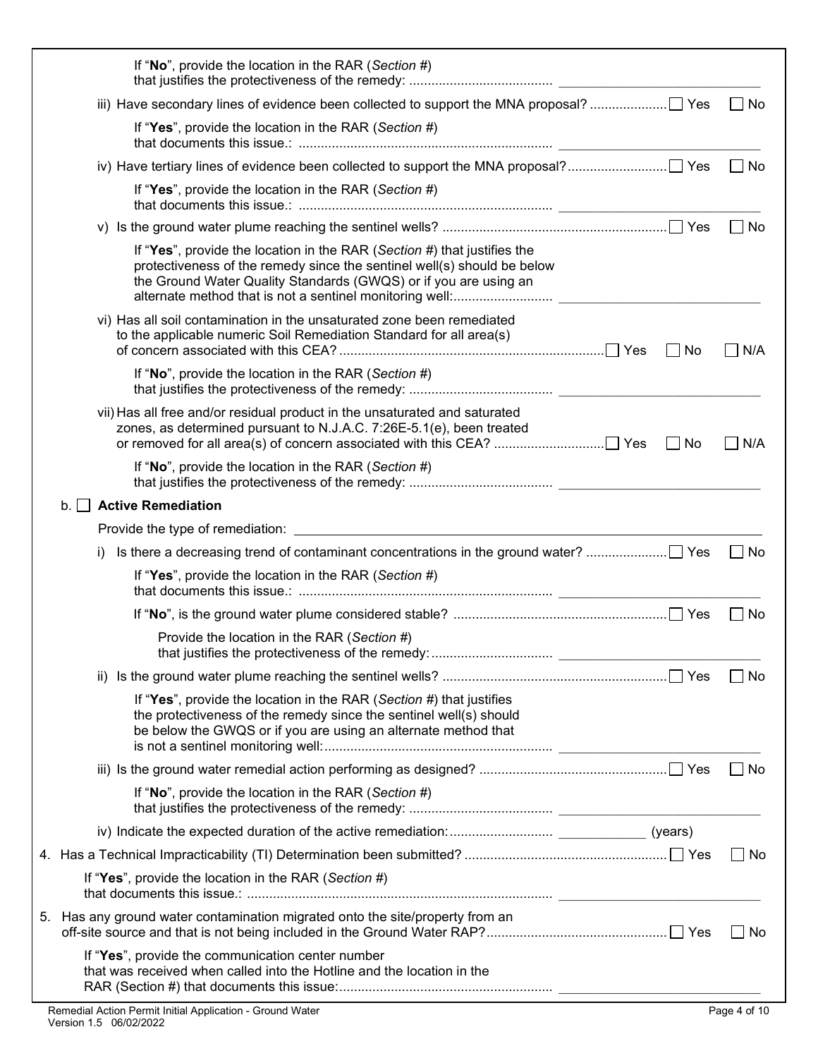If "**No**", provide the location in the RAR (*Section #*) that justifies the protectiveness of the remedy: ...................................... ______________________

iii) Have secondary lines of evidence been collected to support the MNA proposal? .................... ☐ Yes ☐ No

If "**Yes**", provide the location in the RAR (*Section #*) that documents this issue.: .................................................................... ______________________

iv) Have tertiary lines of evidence been collected to support the MNA proposal?.......................... ☐ Yes ☐ No

If "**Yes**", provide the location in the RAR (*Section #*) that documents this issue.: .................................................................... ______________________

v) Is the ground water plume reaching the sentinel wells? ............................................................ ☐ Yes ☐ No

If "**Yes**", provide the location in the RAR (*Section #*) that justifies the protectiveness of the remedy since the sentinel well(s) should be below the Ground Water Quality Standards (GWQS) or if you are using an alternate method that is not a sentinel monitoring well:.......................... ______________________

vi) Has all soil contamination in the unsaturated zone been remediated to the applicable numeric Soil Remediation Standard for all area(s) of concern associated with this CEA?...................................................................... ☐ Yes ☐ No ☐ N/A

If "**No**", provide the location in the RAR (*Section #*) that justifies the protectiveness of the remedy: ...................................... ______________________

vii) Has all free and/or residual product in the unsaturated and saturated zones, as determined pursuant to N.J.A.C. 7:26E-5.1(e), been treated or removed for all area(s) of concern associated with this CEA? ............................. ☐ Yes ☐ No ☐ N/A

If "**No**", provide the location in the RAR (*Section #*) that justifies the protectiveness of the remedy: ...................................... ______________________

b. ☐ **Active Remediation**

Provide the type of remediation: ______________________________________________

i) Is there a decreasing trend of contaminant concentrations in the ground water? ..................... ☐ Yes ☐ No

If "**Yes**", provide the location in the RAR (*Section #*) that documents this issue.: .................................................................... ______________________

If "**No**", is the ground water plume considered stable? ......................................................... ☐ Yes ☐ No

Provide the location in the RAR (*Section #*) that justifies the protectiveness of the remedy: ................................ ______________________

ii) Is the ground water plume reaching the sentinel wells? ............................................................ ☐ Yes ☐ No

If "**Yes**", provide the location in the RAR (*Section #*) that justifies the protectiveness of the remedy since the sentinel well(s) should be below the GWQS or if you are using an alternate method that is not a sentinel monitoring well:............................................................. ______________________

iii) Is the ground water remedial action performing as designed? .................................................. ☐ Yes ☐ No

If "**No**", provide the location in the RAR (*Section #*) that justifies the protectiveness of the remedy: ...................................... ______________________

iv) Indicate the expected duration of the active remediation:........................... ___________ (years)

4. Has a Technical Impracticability (TI) Determination been submitted? ...................................................... ☐ Yes ☐ No

If "**Yes**", provide the location in the RAR (*Section #*) that documents this issue.: .................................................................................. ______________________

5. Has any ground water contamination migrated onto the site/property from an off-site source and that is not being included in the Ground Water RAP?................................................ ☐ Yes ☐ No

If "**Yes**", provide the communication center number that was received when called into the Hotline and the location in the RAR (Section #) that documents this issue:......................................................... ______________________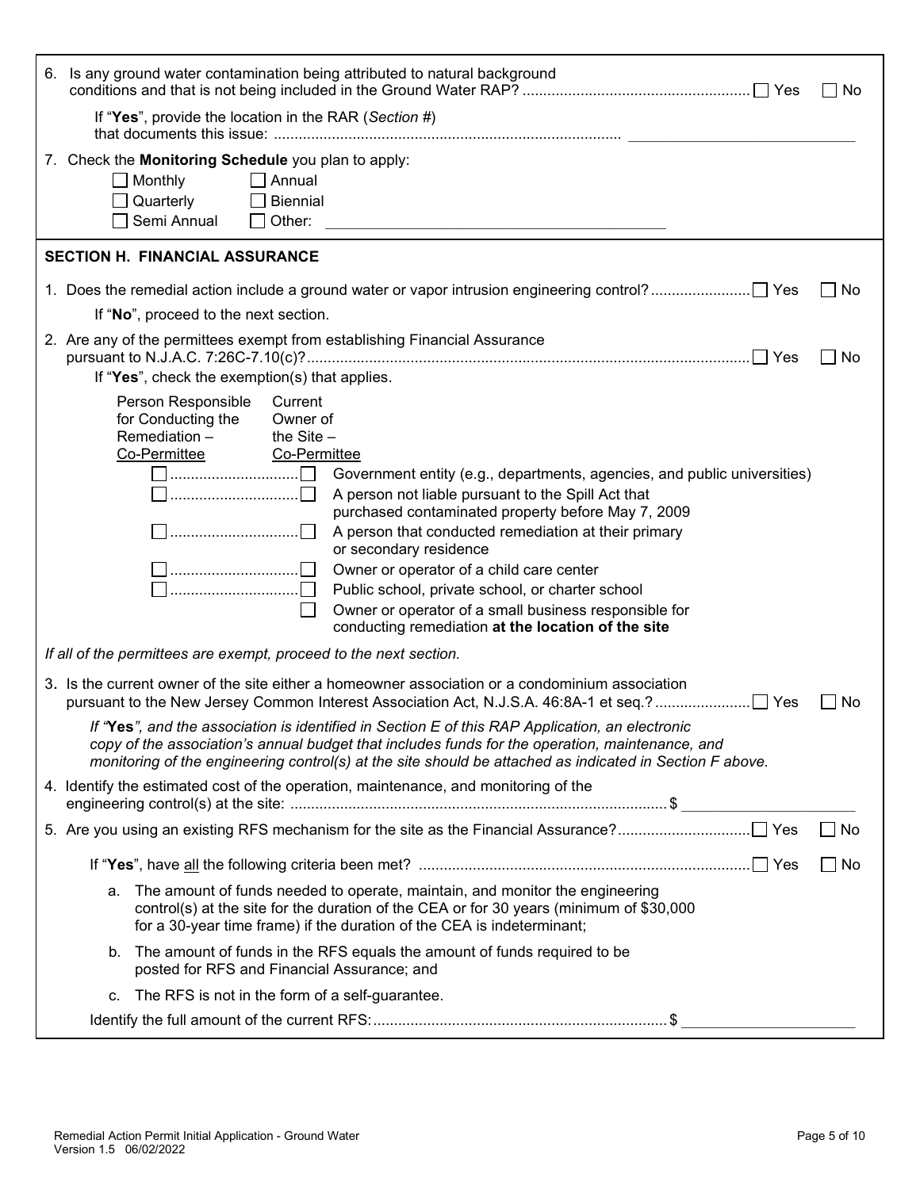6. Is any ground water contamination being attributed to natural background conditions and that is not being included in the Ground Water RAP? ☐ Yes ☐ No

   If "**Yes**", provide the location in the RAR (*Section #*) that documents this issue: ____________________

7. Check the **Monitoring Schedule** you plan to apply:

   ☐ Monthly ☐ Annual
   ☐ Quarterly ☐ Biennial
   ☐ Semi Annual ☐ Other: ____________________

## SECTION H. FINANCIAL ASSURANCE

1. Does the remedial action include a ground water or vapor intrusion engineering control? ☐ Yes ☐ No

   If "**No**", proceed to the next section.

2. Are any of the permittees exempt from establishing Financial Assurance pursuant to N.J.A.C. 7:26C-7.10(c)? ☐ Yes ☐ No

   If "**Yes**", check the exemption(s) that applies.

| Person Responsible for Conducting the Remediation – Co-Permittee | Current Owner of the Site – Co-Permittee | |
|---|---|---|
| ☐ | ☐ | Government entity (e.g., departments, agencies, and public universities) |
| ☐ | ☐ | A person not liable pursuant to the Spill Act that purchased contaminated property before May 7, 2009 |
| ☐ | ☐ | A person that conducted remediation at their primary or secondary residence |
| ☐ | ☐ | Owner or operator of a child care center |
| ☐ | ☐ | Public school, private school, or charter school |
| | ☐ | Owner or operator of a small business responsible for conducting remediation **at the location of the site** |

*If all of the permittees are exempt, proceed to the next section.*

3. Is the current owner of the site either a homeowner association or a condominium association pursuant to the New Jersey Common Interest Association Act, N.J.S.A. 46:8A-1 et seq.? ☐ Yes ☐ No

   *If "**Yes**", and the association is identified in Section E of this RAP Application, an electronic copy of the association's annual budget that includes funds for the operation, maintenance, and monitoring of the engineering control(s) at the site should be attached as indicated in Section F above.*

4. Identify the estimated cost of the operation, maintenance, and monitoring of the engineering control(s) at the site: $ ____________________

5. Are you using an existing RFS mechanism for the site as the Financial Assurance? ☐ Yes ☐ No

   If "**Yes**", have <u>all</u> the following criteria been met? ☐ Yes ☐ No

   a. The amount of funds needed to operate, maintain, and monitor the engineering control(s) at the site for the duration of the CEA or for 30 years (minimum of $30,000 for a 30-year time frame) if the duration of the CEA is indeterminant;

   b. The amount of funds in the RFS equals the amount of funds required to be posted for RFS and Financial Assurance; and

   c. The RFS is not in the form of a self-guarantee.

   Identify the full amount of the current RFS: $ ____________________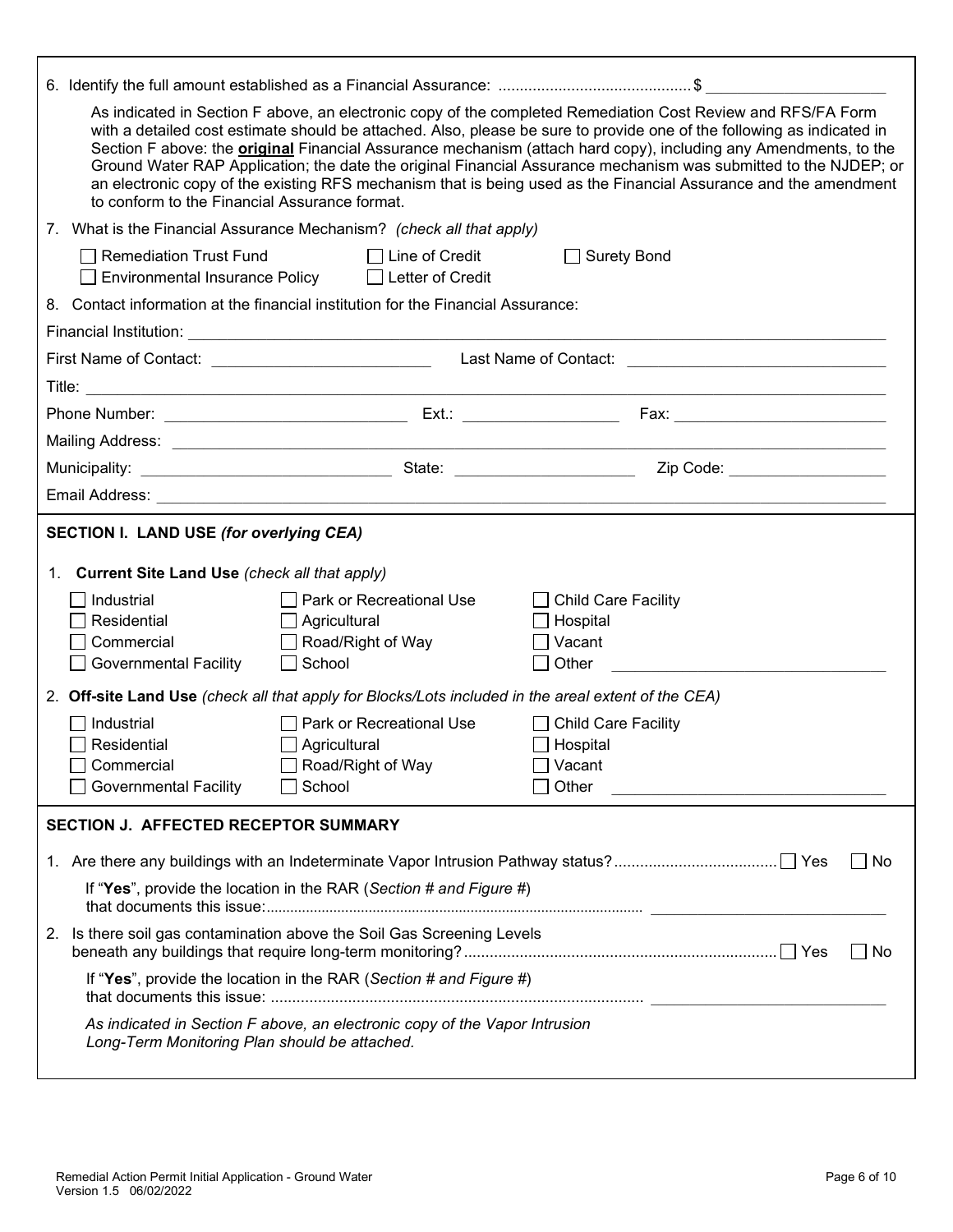6. Identify the full amount established as a Financial Assurance: ............................................$ ____________________

   As indicated in Section F above, an electronic copy of the completed Remediation Cost Review and RFS/FA Form with a detailed cost estimate should be attached. Also, please be sure to provide one of the following as indicated in Section F above: the **original** Financial Assurance mechanism (attach hard copy), including any Amendments, to the Ground Water RAP Application; the date the original Financial Assurance mechanism was submitted to the NJDEP; or an electronic copy of the existing RFS mechanism that is being used as the Financial Assurance and the amendment to conform to the Financial Assurance format.

7. What is the Financial Assurance Mechanism? *(check all that apply)*

   ☐ Remediation Trust Fund ☐ Line of Credit ☐ Surety Bond
   ☐ Environmental Insurance Policy ☐ Letter of Credit

8. Contact information at the financial institution for the Financial Assurance:

Financial Institution: ____________________

First Name of Contact: ____________________ Last Name of Contact: ____________________

Title: ____________________

Phone Number: ____________________ Ext.: ____________ Fax: ____________________

Mailing Address: ____________________

Municipality: ____________________ State: ____________ Zip Code: ____________

Email Address: ____________________

## SECTION I. LAND USE *(for overlying CEA)*

1. **Current Site Land Use** *(check all that apply)*

   ☐ Industrial ☐ Park or Recreational Use ☐ Child Care Facility
   ☐ Residential ☐ Agricultural ☐ Hospital
   ☐ Commercial ☐ Road/Right of Way ☐ Vacant
   ☐ Governmental Facility ☐ School ☐ Other ____________________

2. **Off-site Land Use** *(check all that apply for Blocks/Lots included in the areal extent of the CEA)*

   ☐ Industrial ☐ Park or Recreational Use ☐ Child Care Facility
   ☐ Residential ☐ Agricultural ☐ Hospital
   ☐ Commercial ☐ Road/Right of Way ☐ Vacant
   ☐ Governmental Facility ☐ School ☐ Other ____________________

## SECTION J. AFFECTED RECEPTOR SUMMARY

1. Are there any buildings with an Indeterminate Vapor Intrusion Pathway status?..................................... ☐ Yes ☐ No

   If "**Yes**", provide the location in the RAR (*Section # and Figure #*) that documents this issue:.............................................................................................. ____________________

2. Is there soil gas contamination above the Soil Gas Screening Levels beneath any buildings that require long-term monitoring?........................................................................ ☐ Yes ☐ No

   If "**Yes**", provide the location in the RAR (*Section # and Figure #*) that documents this issue: ...................................................................................... ____________________

   *As indicated in Section F above, an electronic copy of the Vapor Intrusion Long-Term Monitoring Plan should be attached.*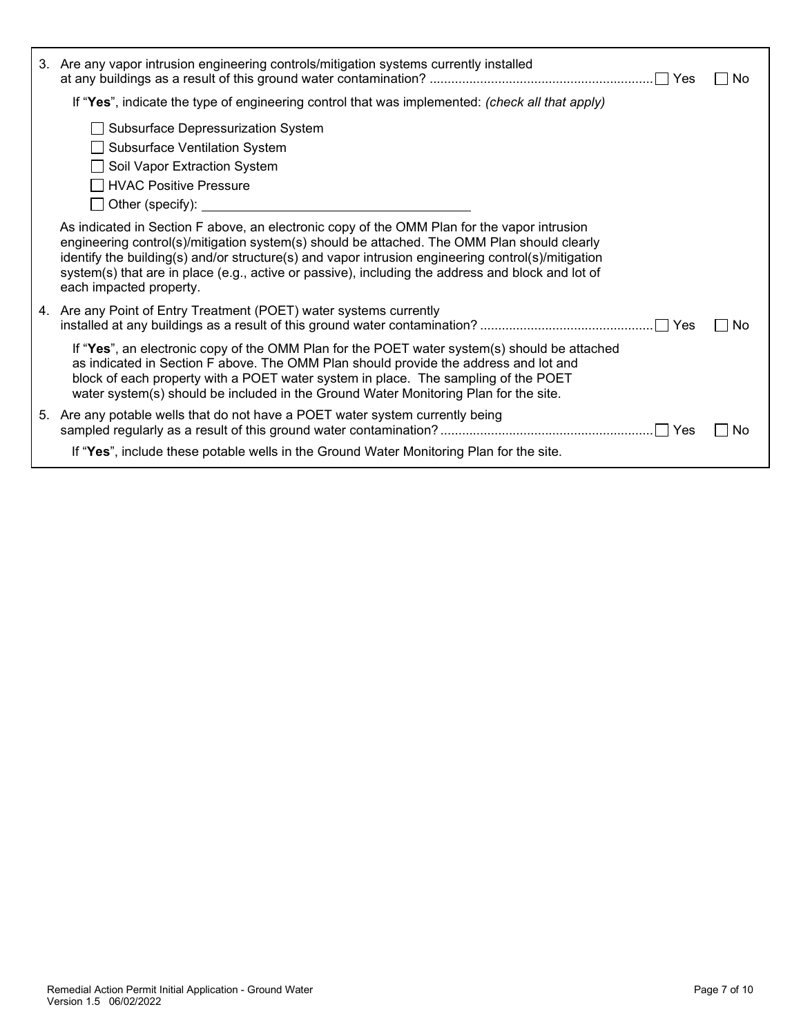3. Are any vapor intrusion engineering controls/mitigation systems currently installed at any buildings as a result of this ground water contamination? ☐ Yes ☐ No

   If "**Yes**", indicate the type of engineering control that was implemented: *(check all that apply)*

   ☐ Subsurface Depressurization System
   ☐ Subsurface Ventilation System
   ☐ Soil Vapor Extraction System
   ☐ HVAC Positive Pressure
   ☐ Other (specify): ____________________

   As indicated in Section F above, an electronic copy of the OMM Plan for the vapor intrusion engineering control(s)/mitigation system(s) should be attached. The OMM Plan should clearly identify the building(s) and/or structure(s) and vapor intrusion engineering control(s)/mitigation system(s) that are in place (e.g., active or passive), including the address and block and lot of each impacted property.

4. Are any Point of Entry Treatment (POET) water systems currently installed at any buildings as a result of this ground water contamination? ☐ Yes ☐ No

   If "**Yes**", an electronic copy of the OMM Plan for the POET water system(s) should be attached as indicated in Section F above. The OMM Plan should provide the address and lot and block of each property with a POET water system in place. The sampling of the POET water system(s) should be included in the Ground Water Monitoring Plan for the site.

5. Are any potable wells that do not have a POET water system currently being sampled regularly as a result of this ground water contamination? ☐ Yes ☐ No

   If "**Yes**", include these potable wells in the Ground Water Monitoring Plan for the site.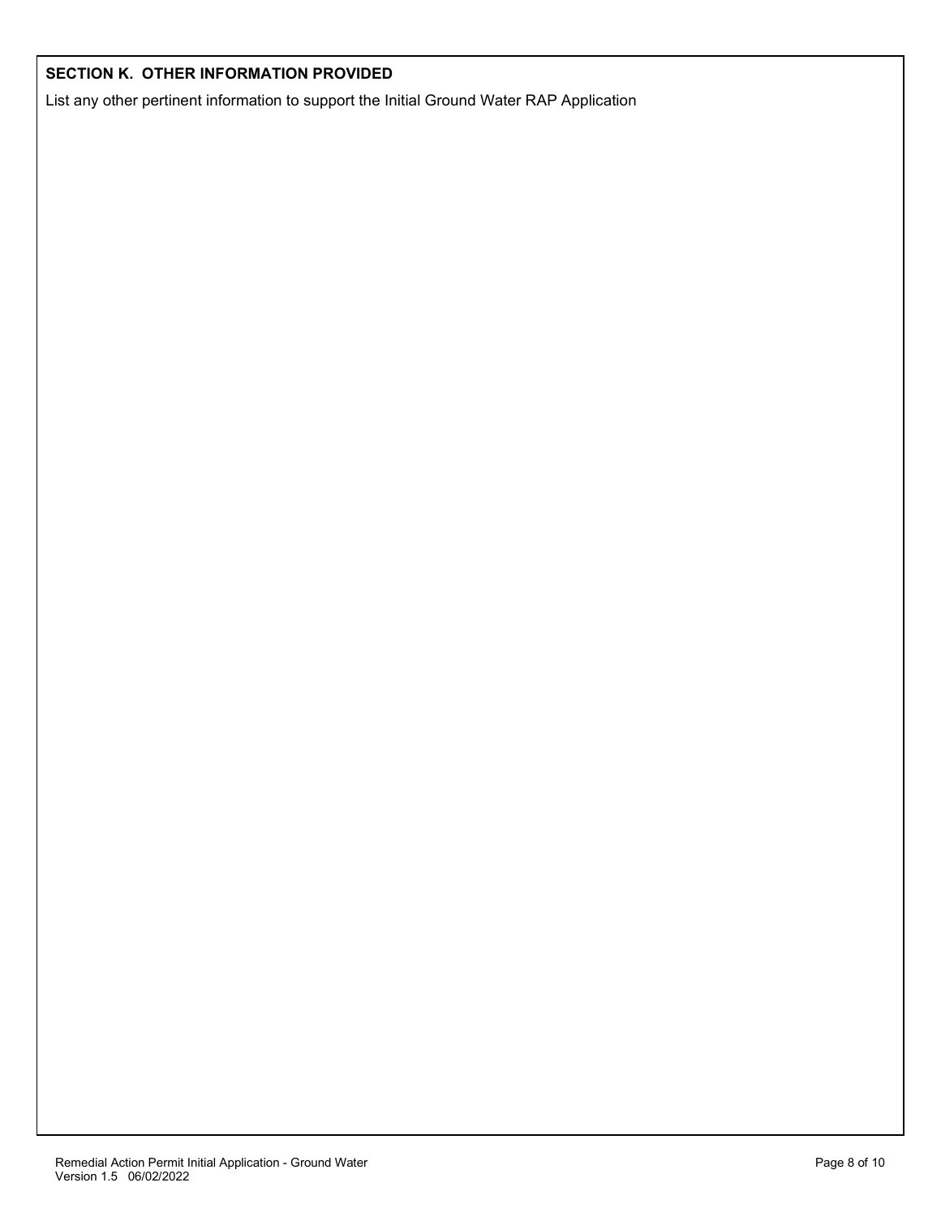## SECTION K. OTHER INFORMATION PROVIDED

List any other pertinent information to support the Initial Ground Water RAP Application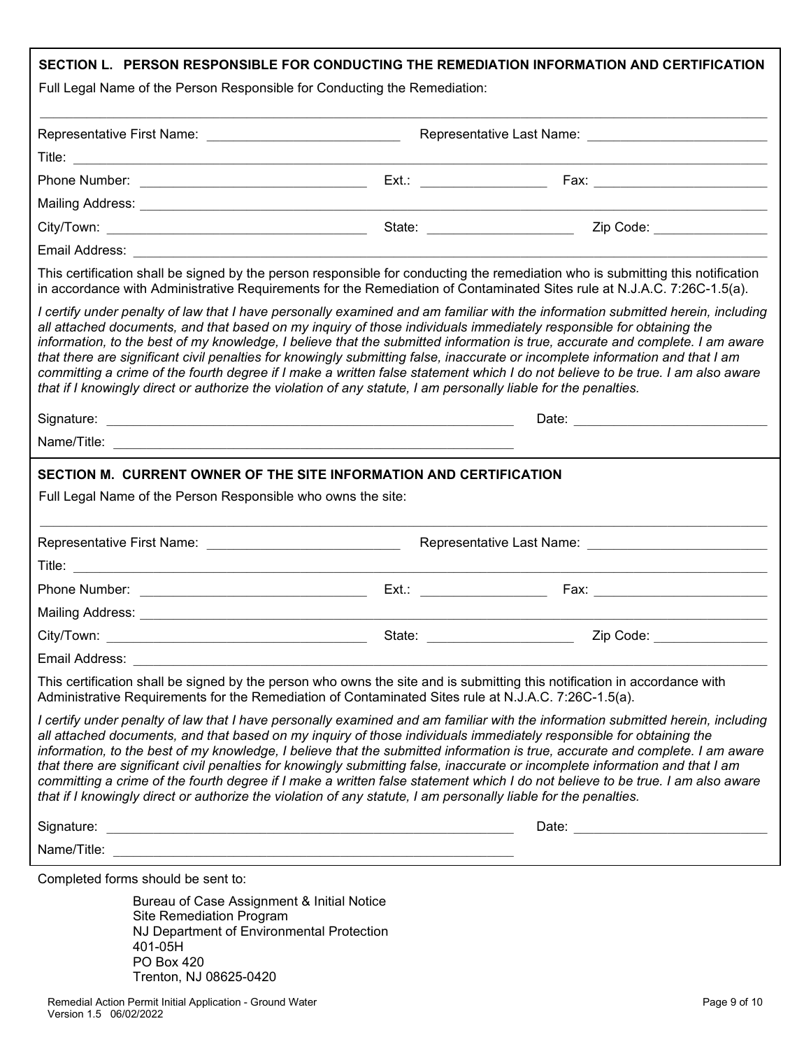## SECTION L. PERSON RESPONSIBLE FOR CONDUCTING THE REMEDIATION INFORMATION AND CERTIFICATION

Full Legal Name of the Person Responsible for Conducting the Remediation:

______________________________________________________________________________

Representative First Name: ___________________________ Representative Last Name: ________________________

Title: ______________________________________________________________________________

Phone Number: ______________________________ Ext.: _________________ Fax: ________________________

Mailing Address: ______________________________________________________________________________

City/Town: ___________________________________ State: ____________________ Zip Code: _______________

Email Address: ______________________________________________________________________________

This certification shall be signed by the person responsible for conducting the remediation who is submitting this notification in accordance with Administrative Requirements for the Remediation of Contaminated Sites rule at N.J.A.C. 7:26C-1.5(a).

*I certify under penalty of law that I have personally examined and am familiar with the information submitted herein, including all attached documents, and that based on my inquiry of those individuals immediately responsible for obtaining the information, to the best of my knowledge, I believe that the submitted information is true, accurate and complete. I am aware that there are significant civil penalties for knowingly submitting false, inaccurate or incomplete information and that I am committing a crime of the fourth degree if I make a written false statement which I do not believe to be true. I am also aware that if I knowingly direct or authorize the violation of any statute, I am personally liable for the penalties.*

Signature: __________________________________________________________ Date: __________________________

Name/Title: __________________________________________________________

## SECTION M. CURRENT OWNER OF THE SITE INFORMATION AND CERTIFICATION

Full Legal Name of the Person Responsible who owns the site:

______________________________________________________________________________

Representative First Name: ___________________________ Representative Last Name: ________________________

Title: ______________________________________________________________________________

Phone Number: ______________________________ Ext.: _________________ Fax: ________________________

Mailing Address: ______________________________________________________________________________

City/Town: ___________________________________ State: ____________________ Zip Code: _______________

Email Address: ______________________________________________________________________________

This certification shall be signed by the person who owns the site and is submitting this notification in accordance with Administrative Requirements for the Remediation of Contaminated Sites rule at N.J.A.C. 7:26C-1.5(a).

*I certify under penalty of law that I have personally examined and am familiar with the information submitted herein, including all attached documents, and that based on my inquiry of those individuals immediately responsible for obtaining the information, to the best of my knowledge, I believe that the submitted information is true, accurate and complete. I am aware that there are significant civil penalties for knowingly submitting false, inaccurate or incomplete information and that I am committing a crime of the fourth degree if I make a written false statement which I do not believe to be true. I am also aware that if I knowingly direct or authorize the violation of any statute, I am personally liable for the penalties.*

Signature: __________________________________________________________ Date: __________________________

Name/Title: __________________________________________________________

Completed forms should be sent to:

Bureau of Case Assignment & Initial Notice
Site Remediation Program
NJ Department of Environmental Protection
401-05H
PO Box 420
Trenton, NJ 08625-0420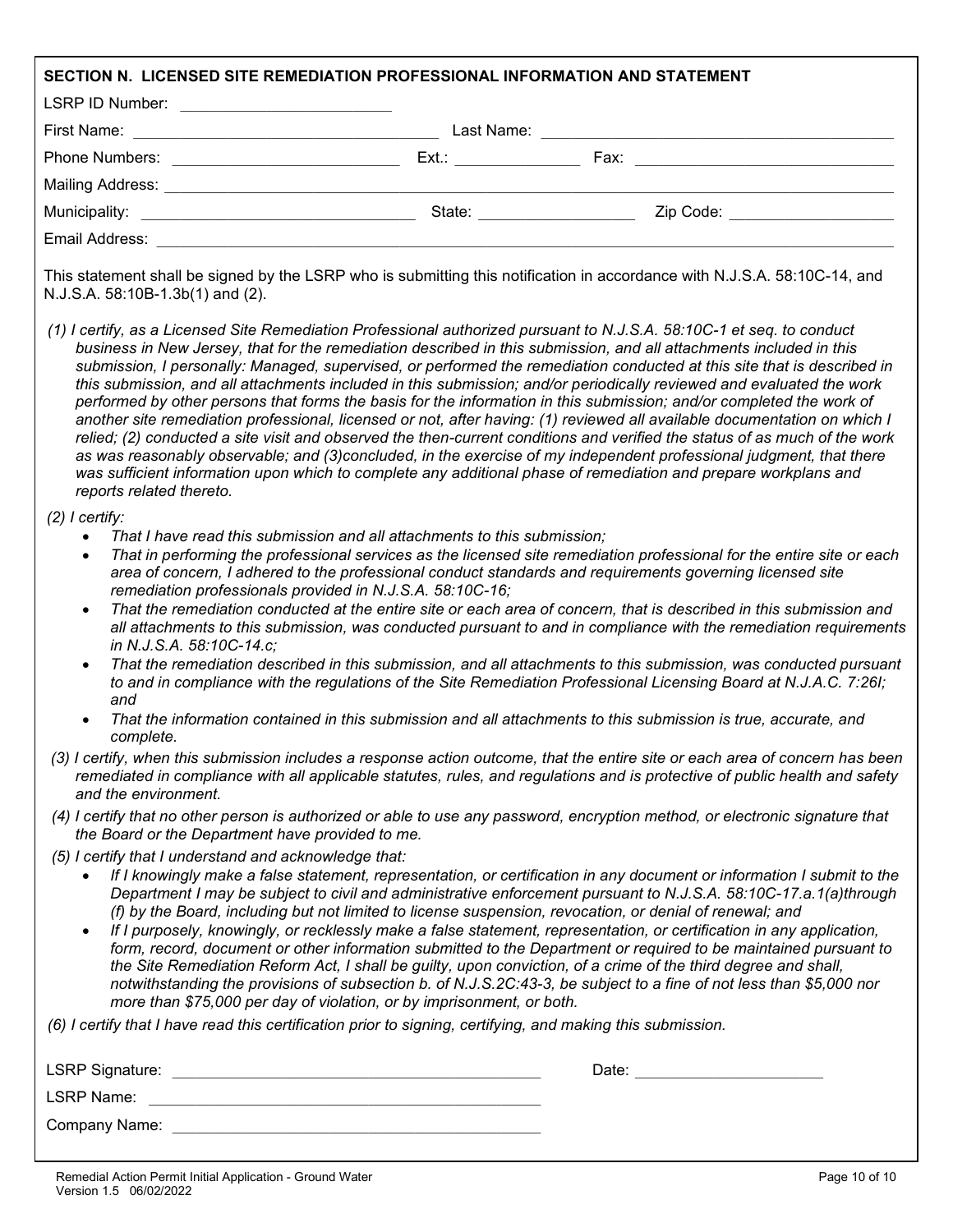## SECTION N. LICENSED SITE REMEDIATION PROFESSIONAL INFORMATION AND STATEMENT

LSRP ID Number: ________________________

First Name: ____________________________________ Last Name: ____________________________________

Phone Numbers: __________________________ Ext.: ______________ Fax: ______________________________

Mailing Address: ______________________________________________________________________________

Municipality: ________________________________ State: __________________ Zip Code: ___________________

Email Address: ________________________________________________________________________________

This statement shall be signed by the LSRP who is submitting this notification in accordance with N.J.S.A. 58:10C-14, and N.J.S.A. 58:10B-1.3b(1) and (2).

*(1) I certify, as a Licensed Site Remediation Professional authorized pursuant to N.J.S.A. 58:10C-1 et seq. to conduct business in New Jersey, that for the remediation described in this submission, and all attachments included in this submission, I personally: Managed, supervised, or performed the remediation conducted at this site that is described in this submission, and all attachments included in this submission; and/or periodically reviewed and evaluated the work performed by other persons that forms the basis for the information in this submission; and/or completed the work of another site remediation professional, licensed or not, after having: (1) reviewed all available documentation on which I relied; (2) conducted a site visit and observed the then-current conditions and verified the status of as much of the work as was reasonably observable; and (3)concluded, in the exercise of my independent professional judgment, that there was sufficient information upon which to complete any additional phase of remediation and prepare workplans and reports related thereto.*

*(2) I certify:*

- *That I have read this submission and all attachments to this submission;*
- *That in performing the professional services as the licensed site remediation professional for the entire site or each area of concern, I adhered to the professional conduct standards and requirements governing licensed site remediation professionals provided in N.J.S.A. 58:10C-16;*
- *That the remediation conducted at the entire site or each area of concern, that is described in this submission and all attachments to this submission, was conducted pursuant to and in compliance with the remediation requirements in N.J.S.A. 58:10C-14.c;*
- *That the remediation described in this submission, and all attachments to this submission, was conducted pursuant to and in compliance with the regulations of the Site Remediation Professional Licensing Board at N.J.A.C. 7:26I; and*
- *That the information contained in this submission and all attachments to this submission is true, accurate, and complete.*

*(3) I certify, when this submission includes a response action outcome, that the entire site or each area of concern has been remediated in compliance with all applicable statutes, rules, and regulations and is protective of public health and safety and the environment.*

*(4) I certify that no other person is authorized or able to use any password, encryption method, or electronic signature that the Board or the Department have provided to me.*

*(5) I certify that I understand and acknowledge that:*

- *If I knowingly make a false statement, representation, or certification in any document or information I submit to the Department I may be subject to civil and administrative enforcement pursuant to N.J.S.A. 58:10C-17.a.1(a)through (f) by the Board, including but not limited to license suspension, revocation, or denial of renewal; and*
- *If I purposely, knowingly, or recklessly make a false statement, representation, or certification in any application, form, record, document or other information submitted to the Department or required to be maintained pursuant to the Site Remediation Reform Act, I shall be guilty, upon conviction, of a crime of the third degree and shall, notwithstanding the provisions of subsection b. of N.J.S.2C:43-3, be subject to a fine of not less than $5,000 nor more than $75,000 per day of violation, or by imprisonment, or both.*

*(6) I certify that I have read this certification prior to signing, certifying, and making this submission.*

LSRP Signature: ____________________________________________ Date: ______________________

LSRP Name: ____________________________________________

Company Name: ____________________________________________

Remedial Action Permit Initial Application - Ground Water
Version 1.5 06/02/2022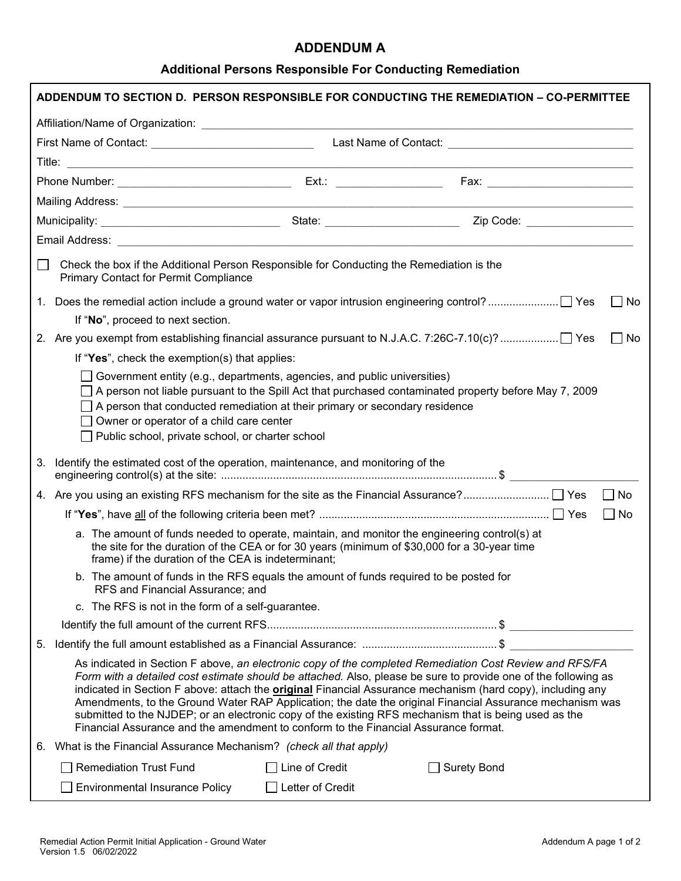# ADDENDUM A

## Additional Persons Responsible For Conducting Remediation

**ADDENDUM TO SECTION D. PERSON RESPONSIBLE FOR CONDUCTING THE REMEDIATION – CO-PERMITTEE**

Affiliation/Name of Organization: ____________________

First Name of Contact: ____________________ Last Name of Contact: ____________________

Title: ____________________

Phone Number: ____________________ Ext.: __________ Fax: ____________________

Mailing Address: ____________________

Municipality: ____________________ State: ____________________ Zip Code: __________

Email Address: ____________________

☐ Check the box if the Additional Person Responsible for Conducting the Remediation is the Primary Contact for Permit Compliance

1. Does the remedial action include a ground water or vapor intrusion engineering control? ☐ Yes ☐ No

   If "**No**", proceed to next section.

2. Are you exempt from establishing financial assurance pursuant to N.J.A.C. 7:26C-7.10(c)? ☐ Yes ☐ No

   If "**Yes**", check the exemption(s) that applies:

   ☐ Government entity (e.g., departments, agencies, and public universities)
   ☐ A person not liable pursuant to the Spill Act that purchased contaminated property before May 7, 2009
   ☐ A person that conducted remediation at their primary or secondary residence
   ☐ Owner or operator of a child care center
   ☐ Public school, private school, or charter school

3. Identify the estimated cost of the operation, maintenance, and monitoring of the engineering control(s) at the site: $ __________

4. Are you using an existing RFS mechanism for the site as the Financial Assurance? ☐ Yes ☐ No

   If "**Yes**", have all of the following criteria been met? ☐ Yes ☐ No

   a. The amount of funds needed to operate, maintain, and monitor the engineering control(s) at the site for the duration of the CEA or for 30 years (minimum of $30,000 for a 30-year time frame) if the duration of the CEA is indeterminant;
   b. The amount of funds in the RFS equals the amount of funds required to be posted for RFS and Financial Assurance; and
   c. The RFS is not in the form of a self-guarantee.

   Identify the full amount of the current RFS $ __________

5. Identify the full amount established as a Financial Assurance: $ __________

   As indicated in Section F above, *an electronic copy of the completed Remediation Cost Review and RFS/FA Form with a detailed cost estimate should be attached.* Also, please be sure to provide one of the following as indicated in Section F above: attach the **original** Financial Assurance mechanism (hard copy), including any Amendments, to the Ground Water RAP Application; the date the original Financial Assurance mechanism was submitted to the NJDEP; or an electronic copy of the existing RFS mechanism that is being used as the Financial Assurance and the amendment to conform to the Financial Assurance format.

6. What is the Financial Assurance Mechanism? *(check all that apply)*

   ☐ Remediation Trust Fund ☐ Line of Credit ☐ Surety Bond
   ☐ Environmental Insurance Policy ☐ Letter of Credit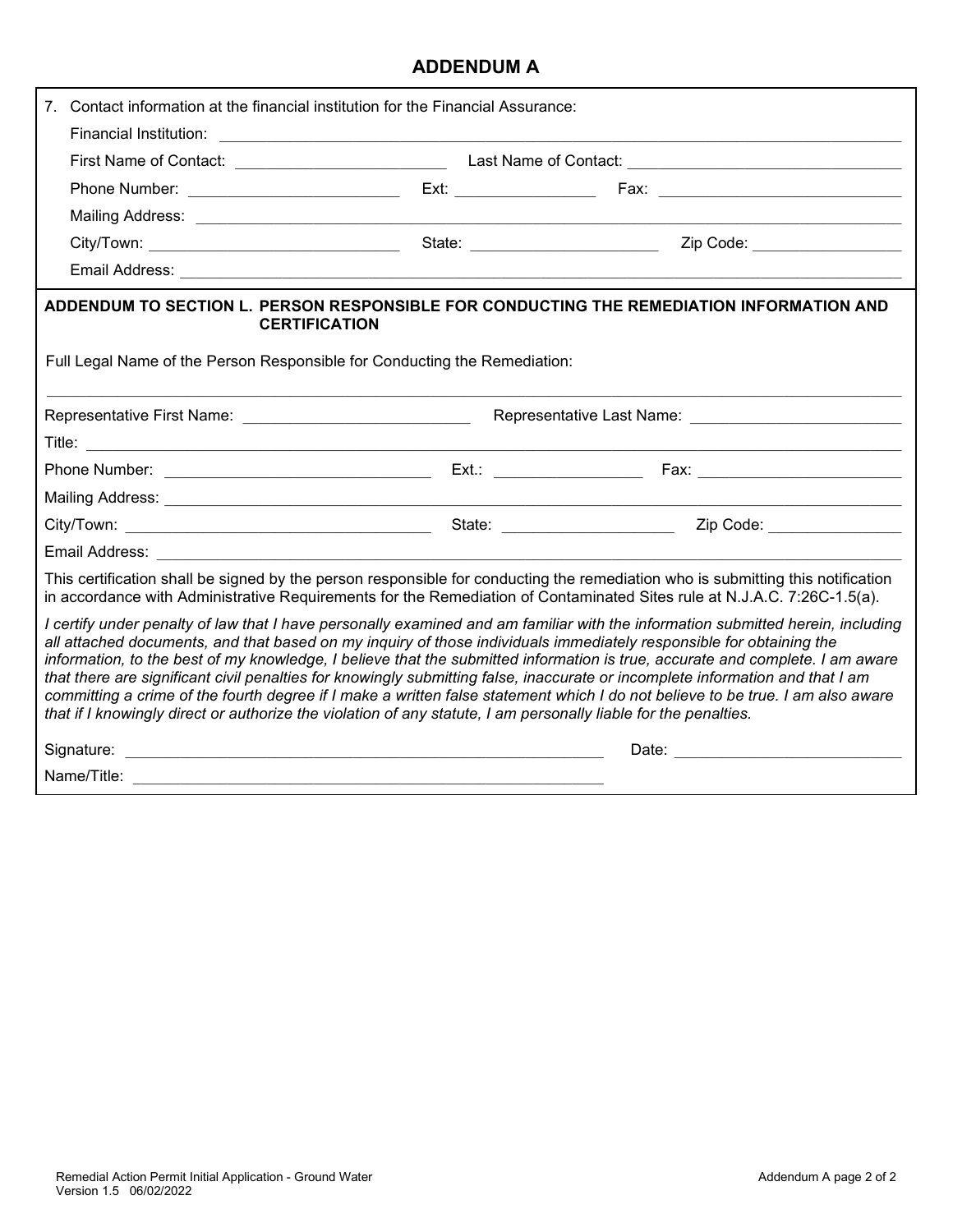## ADDENDUM A

7. Contact information at the financial institution for the Financial Assurance:

   Financial Institution: ______________________________

   First Name of Contact: ____________________ Last Name of Contact: ____________________

   Phone Number: ____________________ Ext: ______________ Fax: ____________________

   Mailing Address: ______________________________

   City/Town: ____________________ State: ______________ Zip Code: ______________

   Email Address: ______________________________

**ADDENDUM TO SECTION L. PERSON RESPONSIBLE FOR CONDUCTING THE REMEDIATION INFORMATION AND CERTIFICATION**

Full Legal Name of the Person Responsible for Conducting the Remediation:

______________________________

Representative First Name: ____________________ Representative Last Name: ____________________

Title: ______________________________

Phone Number: ____________________ Ext.: ______________ Fax: ____________________

Mailing Address: ______________________________

City/Town: ____________________ State: ______________ Zip Code: ______________

Email Address: ______________________________

This certification shall be signed by the person responsible for conducting the remediation who is submitting this notification in accordance with Administrative Requirements for the Remediation of Contaminated Sites rule at N.J.A.C. 7:26C-1.5(a).

*I certify under penalty of law that I have personally examined and am familiar with the information submitted herein, including all attached documents, and that based on my inquiry of those individuals immediately responsible for obtaining the information, to the best of my knowledge, I believe that the submitted information is true, accurate and complete. I am aware that there are significant civil penalties for knowingly submitting false, inaccurate or incomplete information and that I am committing a crime of the fourth degree if I make a written false statement which I do not believe to be true. I am also aware that if I knowingly direct or authorize the violation of any statute, I am personally liable for the penalties.*

Signature: ______________________________ Date: ____________________

Name/Title: ______________________________

Remedial Action Permit Initial Application - Ground Water
Version 1.5 06/02/2022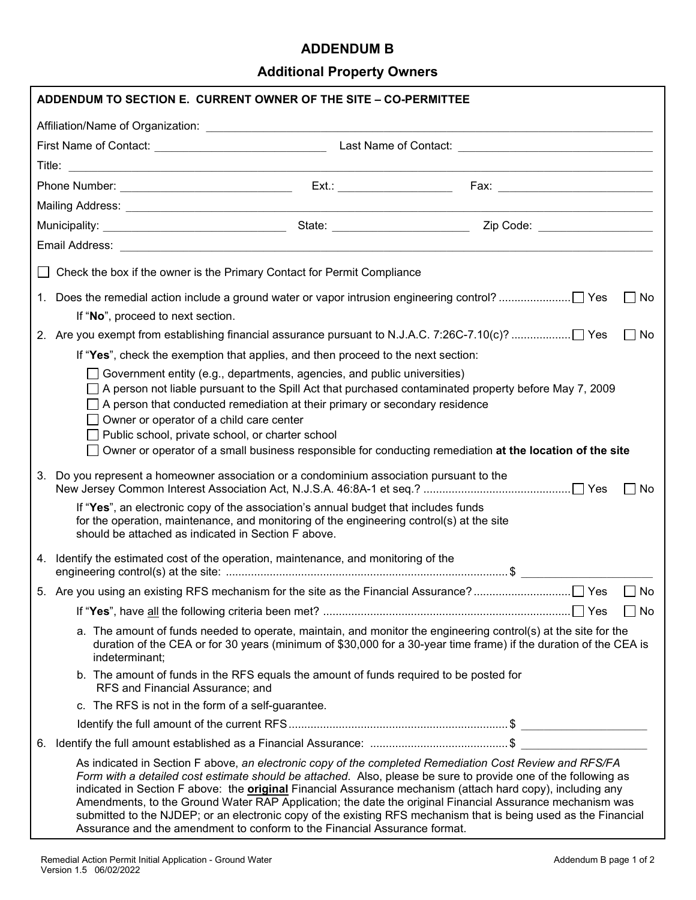# ADDENDUM B

## Additional Property Owners

**ADDENDUM TO SECTION E. CURRENT OWNER OF THE SITE – CO-PERMITTEE**

Affiliation/Name of Organization: ______________________________

First Name of Contact: ______________________ Last Name of Contact: ______________________

Title: ______________________________

Phone Number: ______________________ Ext.: ______________ Fax: ______________________

Mailing Address: ______________________________

Municipality: ______________________ State: ______________________ Zip Code: ______________

Email Address: ______________________________

☐ Check the box if the owner is the Primary Contact for Permit Compliance

1. Does the remedial action include a ground water or vapor intrusion engineering control? ☐ Yes ☐ No

   If "**No**", proceed to next section.

2. Are you exempt from establishing financial assurance pursuant to N.J.A.C. 7:26C-7.10(c)? ☐ Yes ☐ No

   If "**Yes**", check the exemption that applies, and then proceed to the next section:

   ☐ Government entity (e.g., departments, agencies, and public universities)
   ☐ A person not liable pursuant to the Spill Act that purchased contaminated property before May 7, 2009
   ☐ A person that conducted remediation at their primary or secondary residence
   ☐ Owner or operator of a child care center
   ☐ Public school, private school, or charter school
   ☐ Owner or operator of a small business responsible for conducting remediation **at the location of the site**

3. Do you represent a homeowner association or a condominium association pursuant to the New Jersey Common Interest Association Act, N.J.S.A. 46:8A-1 et seq.? ☐ Yes ☐ No

   If "**Yes**", an electronic copy of the association's annual budget that includes funds for the operation, maintenance, and monitoring of the engineering control(s) at the site should be attached as indicated in Section F above.

4. Identify the estimated cost of the operation, maintenance, and monitoring of the engineering control(s) at the site: $ ______________

5. Are you using an existing RFS mechanism for the site as the Financial Assurance? ☐ Yes ☐ No

   If "**Yes**", have all the following criteria been met? ☐ Yes ☐ No

   a. The amount of funds needed to operate, maintain, and monitor the engineering control(s) at the site for the duration of the CEA or for 30 years (minimum of $30,000 for a 30-year time frame) if the duration of the CEA is indeterminant;
   b. The amount of funds in the RFS equals the amount of funds required to be posted for RFS and Financial Assurance; and
   c. The RFS is not in the form of a self-guarantee.

   Identify the full amount of the current RFS $ ______________

6. Identify the full amount established as a Financial Assurance: $ ______________

   As indicated in Section F above, *an electronic copy of the completed Remediation Cost Review and RFS/FA Form with a detailed cost estimate should be attached*. Also, please be sure to provide one of the following as indicated in Section F above: the **original** Financial Assurance mechanism (attach hard copy), including any Amendments, to the Ground Water RAP Application; the date the original Financial Assurance mechanism was submitted to the NJDEP; or an electronic copy of the existing RFS mechanism that is being used as the Financial Assurance and the amendment to conform to the Financial Assurance format.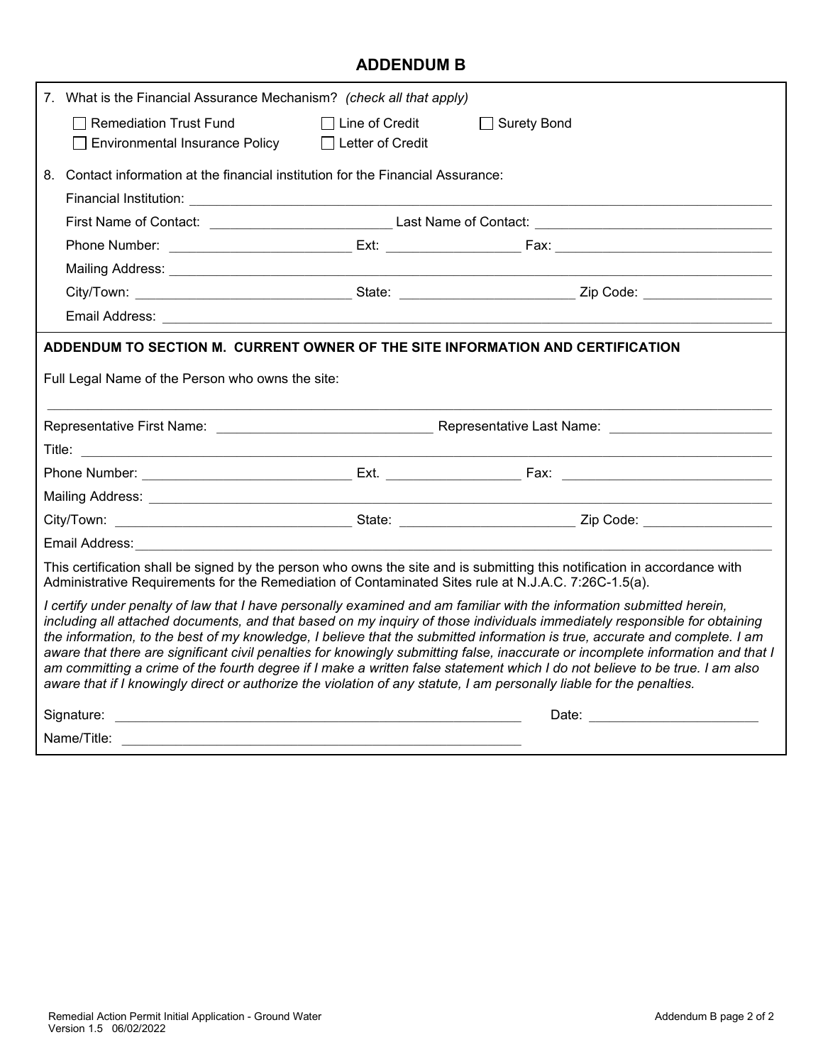## ADDENDUM B

7. What is the Financial Assurance Mechanism? *(check all that apply)*

   ☐ Remediation Trust Fund ☐ Line of Credit ☐ Surety Bond
   ☐ Environmental Insurance Policy ☐ Letter of Credit

8. Contact information at the financial institution for the Financial Assurance:

   Financial Institution: ______________________________

   First Name of Contact: ______________ Last Name of Contact: ______________

   Phone Number: ______________ Ext: ______________ Fax: ______________

   Mailing Address: ______________________________

   City/Town: ______________ State: ______________ Zip Code: ______________

   Email Address: ______________________________

**ADDENDUM TO SECTION M. CURRENT OWNER OF THE SITE INFORMATION AND CERTIFICATION**

Full Legal Name of the Person who owns the site:

______________________________

Representative First Name: ______________ Representative Last Name: ______________

Title: ______________________________

Phone Number: ______________ Ext. ______________ Fax: ______________

Mailing Address: ______________________________

City/Town: ______________ State: ______________ Zip Code: ______________

Email Address: ______________________________

This certification shall be signed by the person who owns the site and is submitting this notification in accordance with Administrative Requirements for the Remediation of Contaminated Sites rule at N.J.A.C. 7:26C-1.5(a).

*I certify under penalty of law that I have personally examined and am familiar with the information submitted herein, including all attached documents, and that based on my inquiry of those individuals immediately responsible for obtaining the information, to the best of my knowledge, I believe that the submitted information is true, accurate and complete. I am aware that there are significant civil penalties for knowingly submitting false, inaccurate or incomplete information and that I am committing a crime of the fourth degree if I make a written false statement which I do not believe to be true. I am also aware that if I knowingly direct or authorize the violation of any statute, I am personally liable for the penalties.*

Signature: ______________________________ Date: ______________

Name/Title: ______________________________